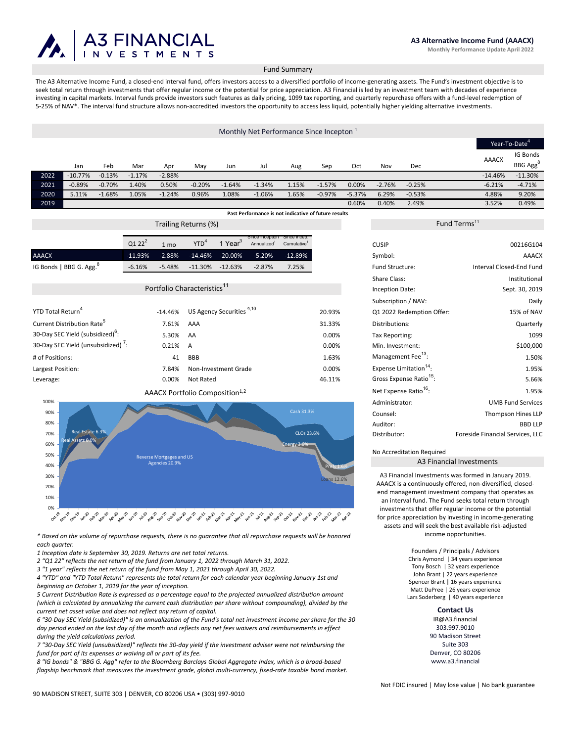# A3 FINANCIAL INVESTMENTS

**A3 Alternative Income Fund (AAACX)**
**Monthly Performance Update April 2022**

## Fund Summary

The A3 Alternative Income Fund, a closed-end interval fund, offers investors access to a diversified portfolio of income-generating assets. The Fund's investment objective is to seek total return through investments that offer regular income or the potential for price appreciation. A3 Financial is led by an investment team with decades of experience investing in capital markets. Interval funds provide investors such features as daily pricing, 1099 tax reporting, and quarterly repurchase offers with a fund-level redemption of 5-25% of NAV*. The interval fund structure allows non-accredited investors the opportunity to access less liquid, potentially higher yielding alternative investments.

## Monthly Net Performance Since Incepton [1]

| | Jan | Feb | Mar | Apr | May | Jun | Jul | Aug | Sep | Oct | Nov | Dec | Year-To-Date[4] AAACX | Year-To-Date[4] IG Bonds BBG Agg[8] |
|---|---|---|---|---|---|---|---|---|---|---|---|---|---|---|
| 2022 | -10.77% | -0.13% | -1.17% | -2.88% | | | | | | | | | -14.46% | -11.30% |
| 2021 | -0.89% | -0.70% | 1.40% | 0.50% | -0.20% | -1.64% | -1.34% | 1.15% | -1.57% | 0.00% | -2.76% | -0.25% | -6.21% | -4.71% |
| 2020 | 5.11% | -1.68% | 1.05% | -1.24% | 0.96% | 1.08% | -1.06% | 1.65% | -0.97% | -5.37% | 6.29% | -0.53% | 4.88% | 9.20% |
| 2019 | | | | | | | | | | 0.60% | 0.40% | 2.49% | 3.52% | 0.49% |

**Past Performance is not indicative of future results**

## Trailing Returns (%)

| | Q1 22[2] | 1 mo | YTD[4] | 1 Year[3] | Since Inception Annualized[1] | Since Incep. Cumulative[1] |
|---|---|---|---|---|---|---|
| AAACX | -11.93% | -2.88% | -14.46% | -20.00% | -5.20% | -12.89% |
| IG Bonds \| BBG G. Agg.[8] | -6.16% | -5.48% | -11.30% | -12.63% | -2.87% | 7.25% |

## Portfolio Characteristics[11]

| | | | |
|---|---|---|---|
| YTD Total Return[4] | -14.46% | US Agency Securities [9,10] | 20.93% |
| Current Distribution Rate[5] | 7.61% | AAA | 31.33% |
| 30-Day SEC Yield (subsidized)[6]: | 5.30% | AA | 0.00% |
| 30-Day SEC Yield (unsubsidized) [7]: | 0.21% | A | 0.00% |
| # of Positions: | 41 | BBB | 1.63% |
| Largest Position: | 7.84% | Non-Investment Grade | 0.00% |
| Leverage: | 0.00% | Not Rated | 46.11% |

## AAACX Portfolio Composition[1,2]

Reverse Mortgages and US Agencies 20.9%; Real Estate 6.3%; Real Assets 0.0%; Cash 31.3%; CLOs 23.6%; Energy 3.6%; Prefs 1.6%; Loans 12.6%

## Fund Terms[11]

| | |
|---|---|
| CUSIP | 00216G104 |
| Symbol: | AAACX |
| Fund Structure: | Interval Closed-End Fund |
| Share Class: | Institutional |
| Inception Date: | Sept. 30, 2019 |
| Subscription / NAV: | Daily |
| Q1 2022 Redemption Offer: | 15% of NAV |
| Distributions: | Quarterly |
| Tax Reporting: | 1099 |
| Min. Investment: | $100,000 |
| Management Fee[13]: | 1.50% |
| Expense Limitation[14]: | 1.95% |
| Gross Expense Ratio[15]: | 5.66% |
| Net Expense Ratio[16]: | 1.95% |
| Administrator: | UMB Fund Services |
| Counsel: | Thompson Hines LLP |
| Auditor: | BBD LLP |
| Distributor: | Foreside Financial Services, LLC |

No Accreditation Required

## A3 Financial Investments

A3 Financial Investments was formed in January 2019. AAACX is a continuously offered, non-diversified, closed-end management investment company that operates as an interval fund. The Fund seeks total return through investments that offer regular income or the potential for price appreciation by investing in income-generating assets and will seek the best available risk-adjusted income opportunities.

Founders / Principals / Advisors
Chris Aymond | 34 years experience
Tony Bosch | 32 years experience
John Brant | 22 years experience
Spencer Brant | 16 years experience
Matt DuPree | 26 years experience
Lars Soderberg | 40 years experience

**Contact Us**
IR@A3.financial
303.997.9010
90 Madison Street
Suite 303
Denver, CO 80206
www.a3.financial

*\* Based on the volume of repurchase requests, there is no guarantee that all repurchase requests will be honored each quarter.*

*1 Inception date is September 30, 2019. Returns are net total returns.*

*2 "Q1 22" reflects the net return of the fund from January 1, 2022 through March 31, 2022.*

*3 "1 year" reflects the net return of the fund from May 1, 2021 through April 30, 2022.*

*4 "YTD" and "YTD Total Return" represents the total return for each calendar year beginning January 1st and beginning on October 1, 2019 for the year of inception.*

*5 Current Distribution Rate is expressed as a percentage equal to the projected annualized distribution amount (which is calculated by annualizing the current cash distribution per share without compounding), divided by the current net asset value and does not reflect any return of capital.*

*6 "30-Day SEC Yield (subsidized)" is an annualization of the Fund's total net investment income per share for the 30 day period ended on the last day of the month and reflects any net fees waivers and reimbursements in effect during the yield calculations period.*

*7 "30-Day SEC Yield (unsubsidized)" reflects the 30-day yield if the investment adviser were not reimbursing the fund for part of its expenses or waiving all or part of its fee.*

*8 "IG bonds" & "BBG G. Agg" refer to the Bloomberg Barclays Global Aggregate Index, which is a broad-based flagship benchmark that measures the investment grade, global multi-currency, fixed-rate taxable bond market.*

Not FDIC insured | May lose value | No bank guarantee

90 MADISON STREET, SUITE 303 | DENVER, CO 80206 USA • (303) 997-9010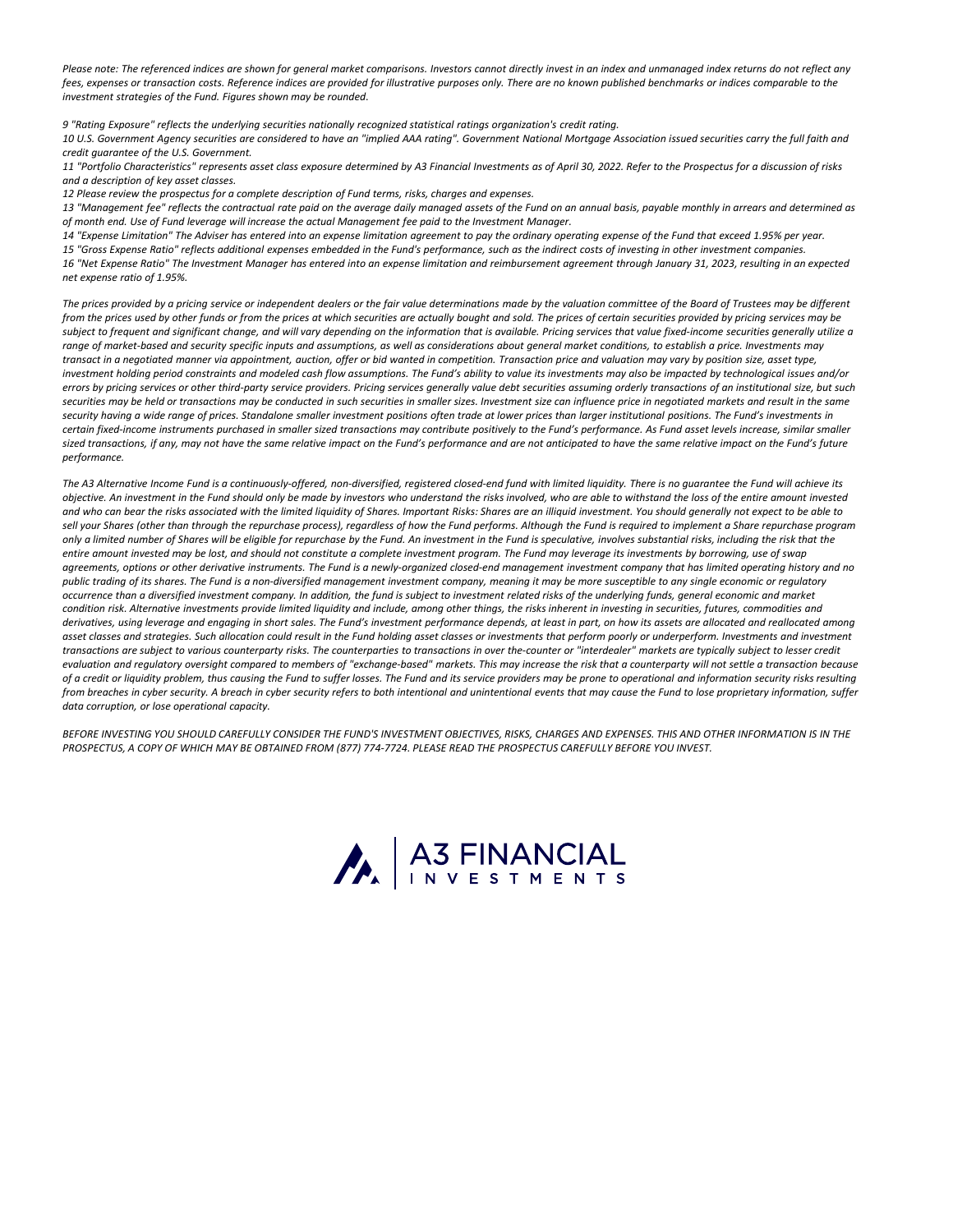*Please note: The referenced indices are shown for general market comparisons. Investors cannot directly invest in an index and unmanaged index returns do not reflect any fees, expenses or transaction costs. Reference indices are provided for illustrative purposes only. There are no known published benchmarks or indices comparable to the investment strategies of the Fund. Figures shown may be rounded.*

*9 "Rating Exposure" reflects the underlying securities nationally recognized statistical ratings organization's credit rating.*

*10 U.S. Government Agency securities are considered to have an "implied AAA rating". Government National Mortgage Association issued securities carry the full faith and credit guarantee of the U.S. Government.*

*11 "Portfolio Characteristics" represents asset class exposure determined by A3 Financial Investments as of April 30, 2022. Refer to the Prospectus for a discussion of risks and a description of key asset classes.*

*12 Please review the prospectus for a complete description of Fund terms, risks, charges and expenses.*

*13 "Management fee" reflects the contractual rate paid on the average daily managed assets of the Fund on an annual basis, payable monthly in arrears and determined as of month end. Use of Fund leverage will increase the actual Management fee paid to the Investment Manager.*

*14 "Expense Limitation" The Adviser has entered into an expense limitation agreement to pay the ordinary operating expense of the Fund that exceed 1.95% per year.*

*15 "Gross Expense Ratio" reflects additional expenses embedded in the Fund's performance, such as the indirect costs of investing in other investment companies.*

*16 "Net Expense Ratio" The Investment Manager has entered into an expense limitation and reimbursement agreement through January 31, 2023, resulting in an expected net expense ratio of 1.95%.*

*The prices provided by a pricing service or independent dealers or the fair value determinations made by the valuation committee of the Board of Trustees may be different from the prices used by other funds or from the prices at which securities are actually bought and sold. The prices of certain securities provided by pricing services may be subject to frequent and significant change, and will vary depending on the information that is available. Pricing services that value fixed-income securities generally utilize a range of market-based and security specific inputs and assumptions, as well as considerations about general market conditions, to establish a price. Investments may transact in a negotiated manner via appointment, auction, offer or bid wanted in competition. Transaction price and valuation may vary by position size, asset type, investment holding period constraints and modeled cash flow assumptions. The Fund's ability to value its investments may also be impacted by technological issues and/or errors by pricing services or other third-party service providers. Pricing services generally value debt securities assuming orderly transactions of an institutional size, but such securities may be held or transactions may be conducted in such securities in smaller sizes. Investment size can influence price in negotiated markets and result in the same security having a wide range of prices. Standalone smaller investment positions often trade at lower prices than larger institutional positions. The Fund's investments in certain fixed-income instruments purchased in smaller sized transactions may contribute positively to the Fund's performance. As Fund asset levels increase, similar smaller sized transactions, if any, may not have the same relative impact on the Fund's performance and are not anticipated to have the same relative impact on the Fund's future performance.*

*The A3 Alternative Income Fund is a continuously-offered, non-diversified, registered closed-end fund with limited liquidity. There is no guarantee the Fund will achieve its objective. An investment in the Fund should only be made by investors who understand the risks involved, who are able to withstand the loss of the entire amount invested and who can bear the risks associated with the limited liquidity of Shares. Important Risks: Shares are an illiquid investment. You should generally not expect to be able to sell your Shares (other than through the repurchase process), regardless of how the Fund performs. Although the Fund is required to implement a Share repurchase program only a limited number of Shares will be eligible for repurchase by the Fund. An investment in the Fund is speculative, involves substantial risks, including the risk that the entire amount invested may be lost, and should not constitute a complete investment program. The Fund may leverage its investments by borrowing, use of swap agreements, options or other derivative instruments. The Fund is a newly-organized closed-end management investment company that has limited operating history and no public trading of its shares. The Fund is a non-diversified management investment company, meaning it may be more susceptible to any single economic or regulatory occurrence than a diversified investment company. In addition, the fund is subject to investment related risks of the underlying funds, general economic and market condition risk. Alternative investments provide limited liquidity and include, among other things, the risks inherent in investing in securities, futures, commodities and derivatives, using leverage and engaging in short sales. The Fund's investment performance depends, at least in part, on how its assets are allocated and reallocated among asset classes and strategies. Such allocation could result in the Fund holding asset classes or investments that perform poorly or underperform. Investments and investment transactions are subject to various counterparty risks. The counterparties to transactions in over the-counter or "interdealer" markets are typically subject to lesser credit evaluation and regulatory oversight compared to members of "exchange-based" markets. This may increase the risk that a counterparty will not settle a transaction because of a credit or liquidity problem, thus causing the Fund to suffer losses. The Fund and its service providers may be prone to operational and information security risks resulting from breaches in cyber security. A breach in cyber security refers to both intentional and unintentional events that may cause the Fund to lose proprietary information, suffer data corruption, or lose operational capacity.*

*BEFORE INVESTING YOU SHOULD CAREFULLY CONSIDER THE FUND'S INVESTMENT OBJECTIVES, RISKS, CHARGES AND EXPENSES. THIS AND OTHER INFORMATION IS IN THE PROSPECTUS, A COPY OF WHICH MAY BE OBTAINED FROM (877) 774-7724. PLEASE READ THE PROSPECTUS CAREFULLY BEFORE YOU INVEST.*

A3 FINANCIAL
INVESTMENTS